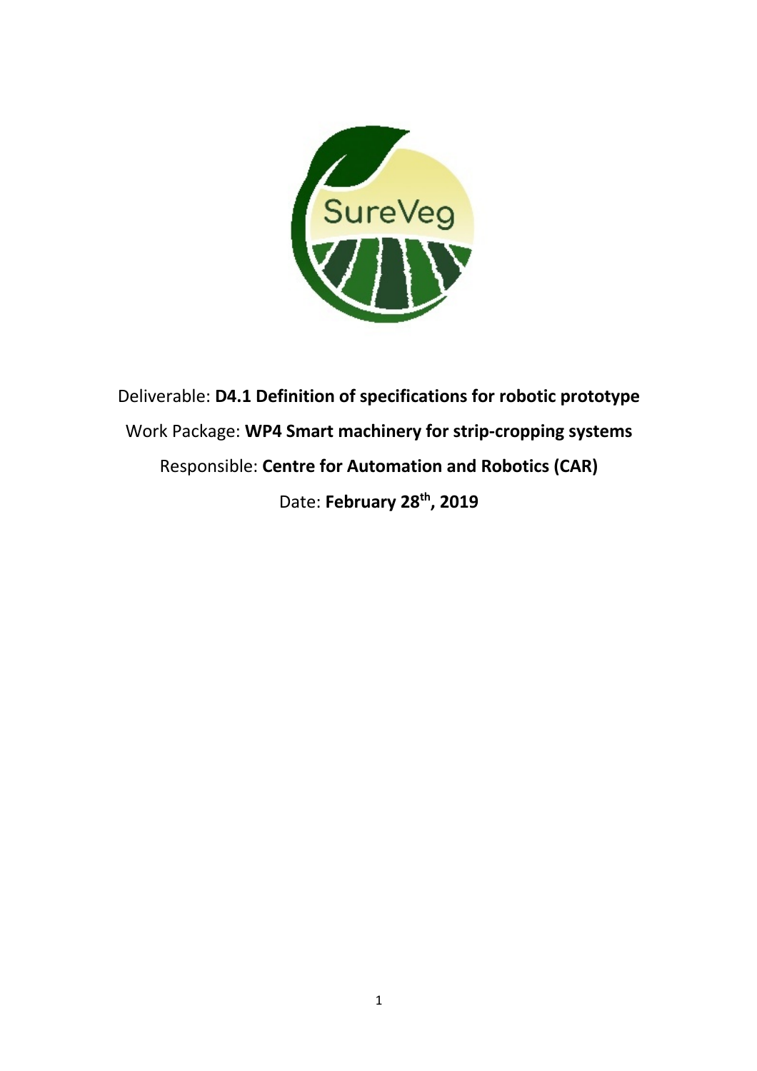SureVeg

Deliverable: **D4.1 Definition of specifications for robotic prototype**

Work Package: **WP4 Smart machinery for strip-cropping systems**

Responsible: **Centre for Automation and Robotics (CAR)**

Date: **February 28th, 2019**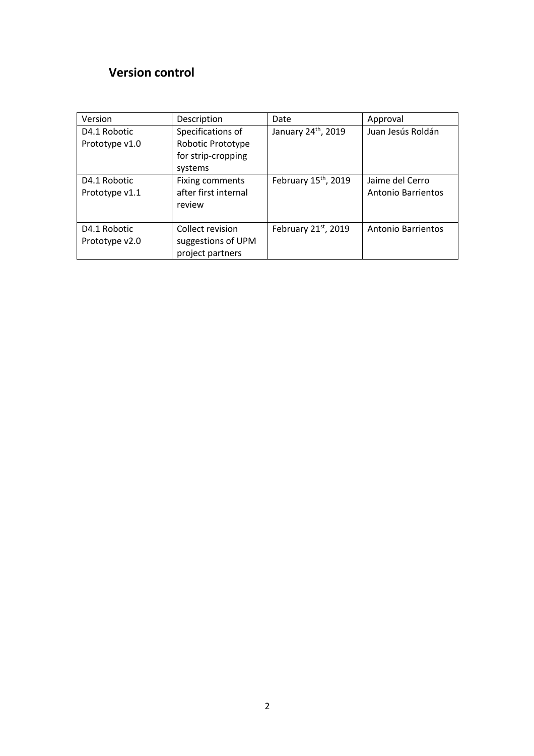# Version control

| Version | Description | Date | Approval |
|---|---|---|---|
| D4.1 Robotic Prototype v1.0 | Specifications of Robotic Prototype for strip-cropping systems | January 24th, 2019 | Juan Jesús Roldán |
| D4.1 Robotic Prototype v1.1 | Fixing comments after first internal review | February 15th, 2019 | Jaime del Cerro<br>Antonio Barrientos |
| D4.1 Robotic Prototype v2.0 | Collect revision suggestions of UPM project partners | February 21st, 2019 | Antonio Barrientos |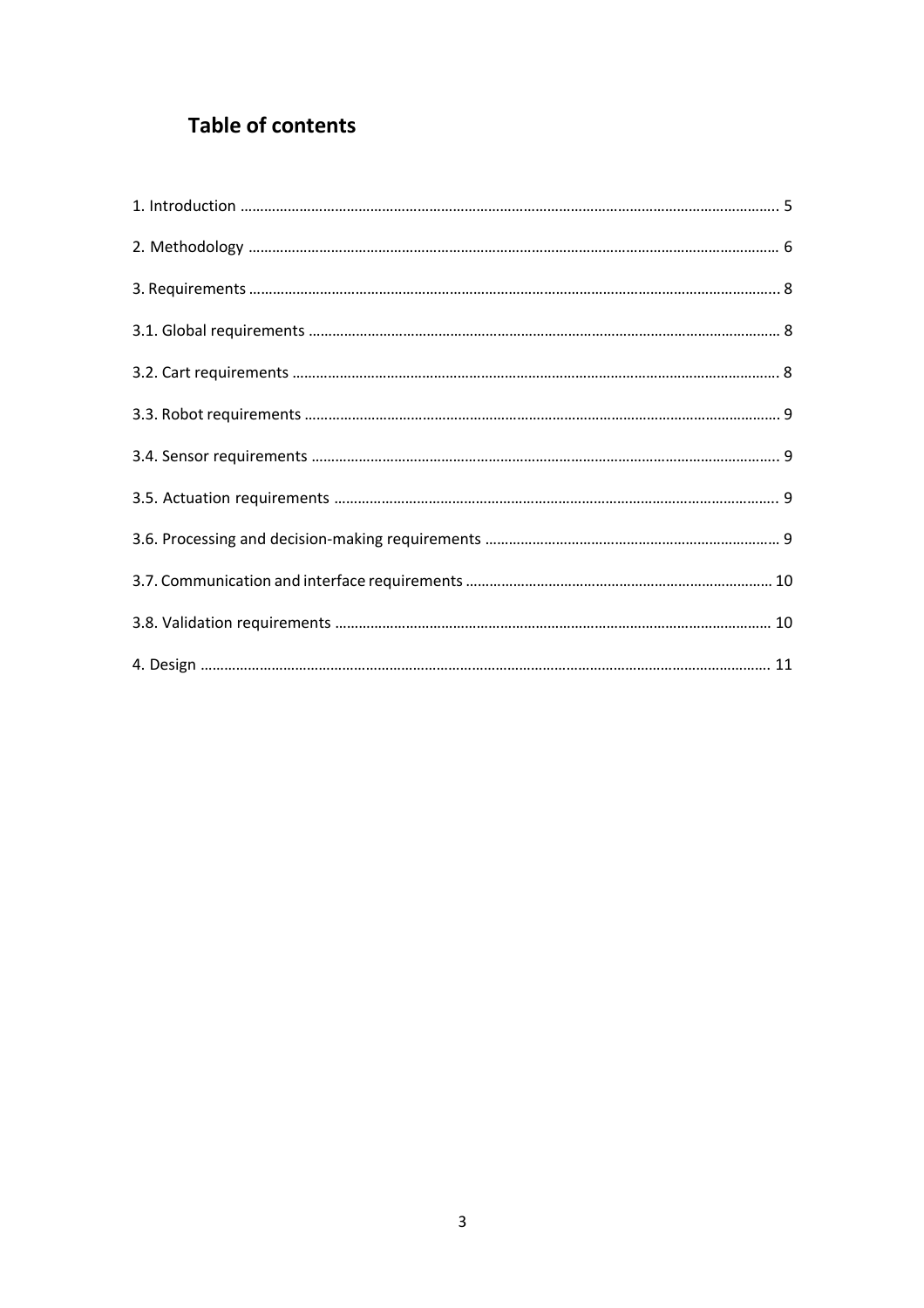## Table of contents

1. Introduction ........................................................................................................................................ 5

2. Methodology ...................................................................................................................................... 6

3. Requirements ...................................................................................................................................... 8

3.1. Global requirements ....................................................................................................................... 8

3.2. Cart requirements ........................................................................................................................... 8

3.3. Robot requirements ........................................................................................................................ 9

3.4. Sensor requirements ....................................................................................................................... 9

3.5. Actuation requirements ................................................................................................................. 9

3.6. Processing and decision-making requirements ........................................................................... 9

3.7. Communication and interface requirements .............................................................................. 10

3.8. Validation requirements ............................................................................................................... 10

4. Design ................................................................................................................................................ 11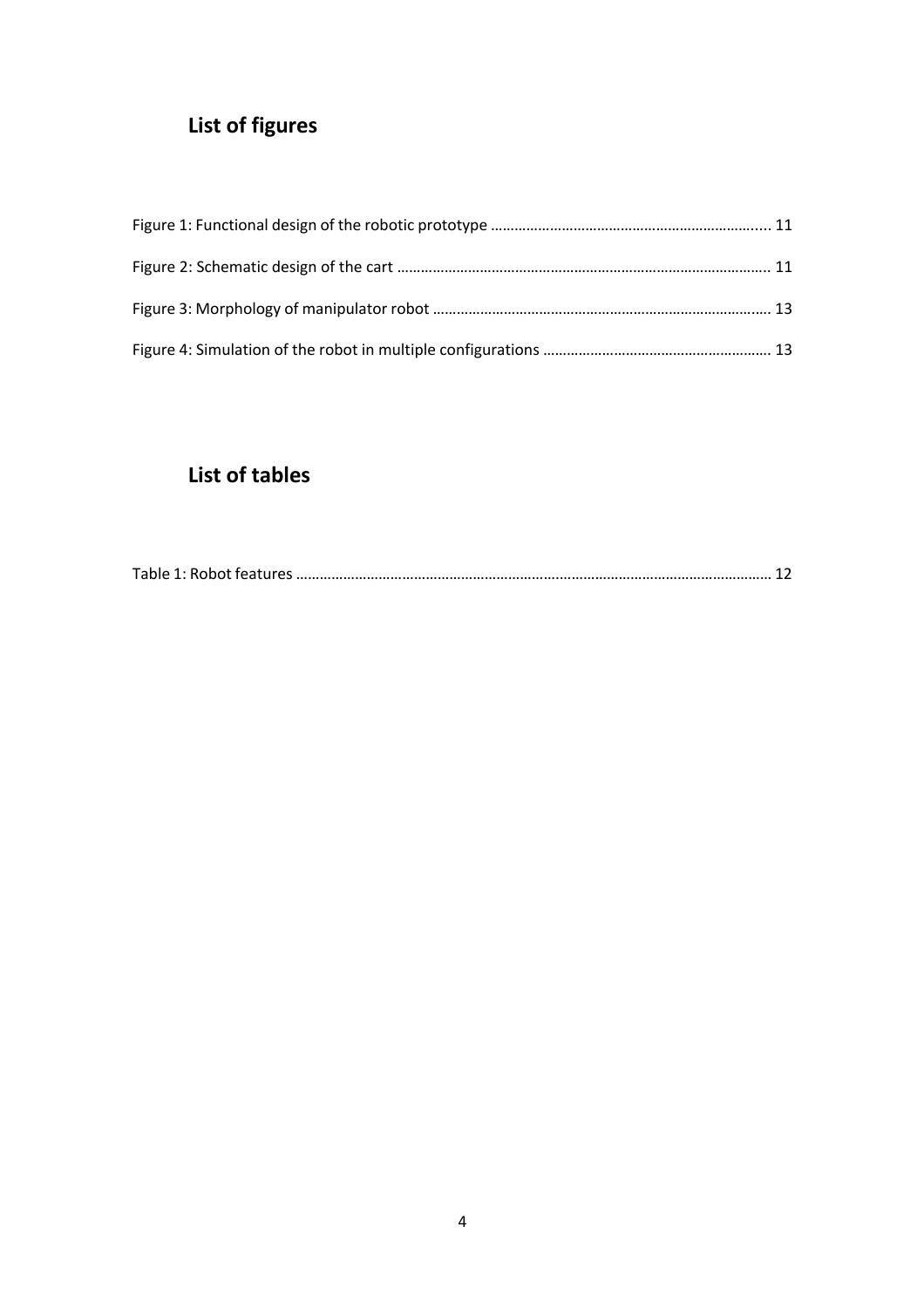# List of figures

Figure 1: Functional design of the robotic prototype ........................................................................ 11

Figure 2: Schematic design of the cart .............................................................................................. 11

Figure 3: Morphology of manipulator robot ...................................................................................... 13

Figure 4: Simulation of the robot in multiple configurations ........................................................... 13

# List of tables

Table 1: Robot features ........................................................................................................................ 12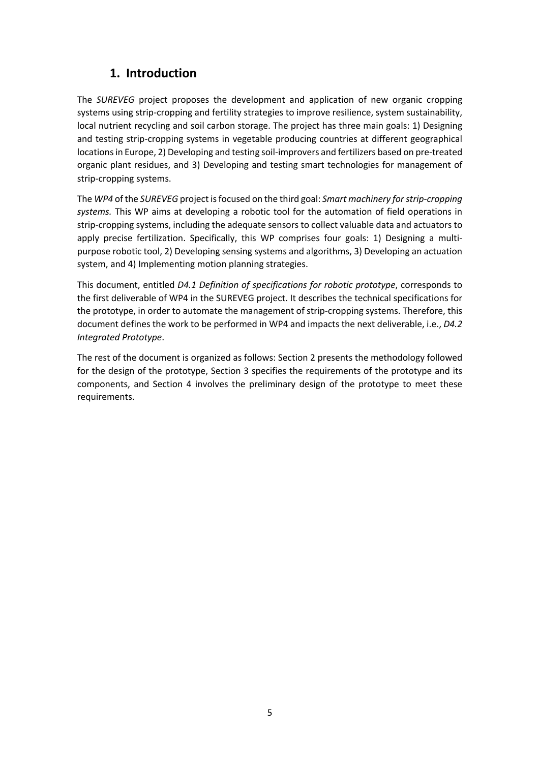# 1. Introduction

The *SUREVEG* project proposes the development and application of new organic cropping systems using strip-cropping and fertility strategies to improve resilience, system sustainability, local nutrient recycling and soil carbon storage. The project has three main goals: 1) Designing and testing strip-cropping systems in vegetable producing countries at different geographical locations in Europe, 2) Developing and testing soil-improvers and fertilizers based on pre-treated organic plant residues, and 3) Developing and testing smart technologies for management of strip-cropping systems.

The *WP4* of the *SUREVEG* project is focused on the third goal: *Smart machinery for strip-cropping systems.* This WP aims at developing a robotic tool for the automation of field operations in strip-cropping systems, including the adequate sensors to collect valuable data and actuators to apply precise fertilization. Specifically, this WP comprises four goals: 1) Designing a multi-purpose robotic tool, 2) Developing sensing systems and algorithms, 3) Developing an actuation system, and 4) Implementing motion planning strategies.

This document, entitled *D4.1 Definition of specifications for robotic prototype*, corresponds to the first deliverable of WP4 in the SUREVEG project. It describes the technical specifications for the prototype, in order to automate the management of strip-cropping systems. Therefore, this document defines the work to be performed in WP4 and impacts the next deliverable, i.e., *D4.2 Integrated Prototype*.

The rest of the document is organized as follows: Section 2 presents the methodology followed for the design of the prototype, Section 3 specifies the requirements of the prototype and its components, and Section 4 involves the preliminary design of the prototype to meet these requirements.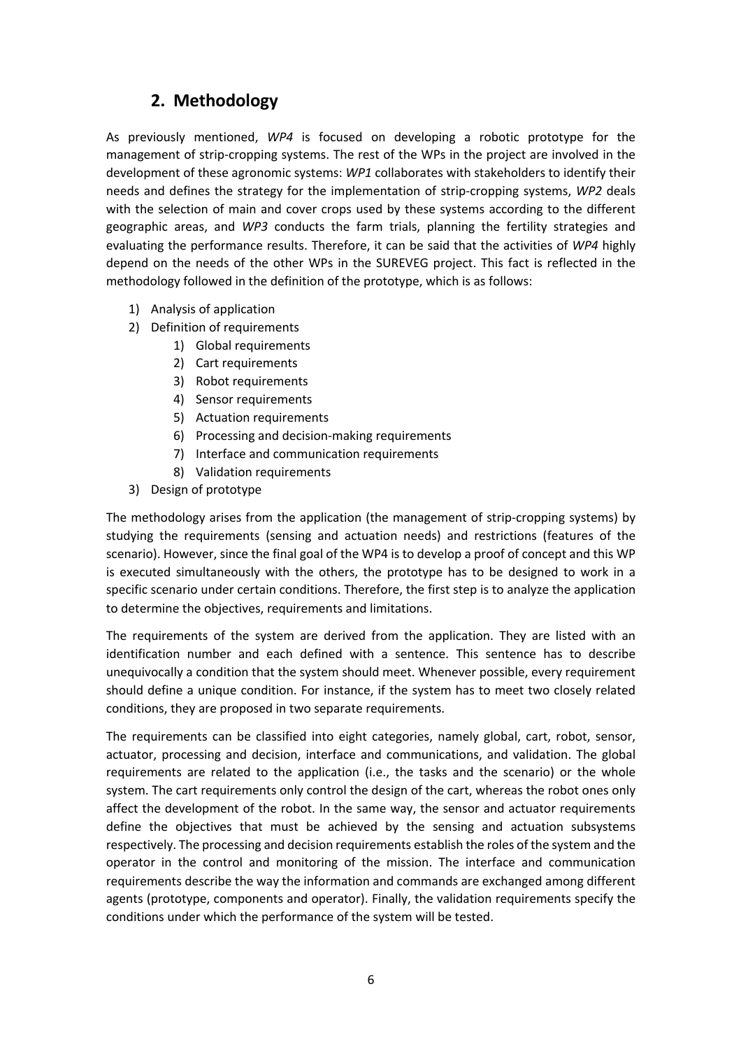## 2. Methodology

As previously mentioned, *WP4* is focused on developing a robotic prototype for the management of strip-cropping systems. The rest of the WPs in the project are involved in the development of these agronomic systems: *WP1* collaborates with stakeholders to identify their needs and defines the strategy for the implementation of strip-cropping systems, *WP2* deals with the selection of main and cover crops used by these systems according to the different geographic areas, and *WP3* conducts the farm trials, planning the fertility strategies and evaluating the performance results. Therefore, it can be said that the activities of *WP4* highly depend on the needs of the other WPs in the SUREVEG project. This fact is reflected in the methodology followed in the definition of the prototype, which is as follows:

1) Analysis of application
2) Definition of requirements
    1) Global requirements
    2) Cart requirements
    3) Robot requirements
    4) Sensor requirements
    5) Actuation requirements
    6) Processing and decision-making requirements
    7) Interface and communication requirements
    8) Validation requirements
3) Design of prototype

The methodology arises from the application (the management of strip-cropping systems) by studying the requirements (sensing and actuation needs) and restrictions (features of the scenario). However, since the final goal of the WP4 is to develop a proof of concept and this WP is executed simultaneously with the others, the prototype has to be designed to work in a specific scenario under certain conditions. Therefore, the first step is to analyze the application to determine the objectives, requirements and limitations.

The requirements of the system are derived from the application. They are listed with an identification number and each defined with a sentence. This sentence has to describe unequivocally a condition that the system should meet. Whenever possible, every requirement should define a unique condition. For instance, if the system has to meet two closely related conditions, they are proposed in two separate requirements.

The requirements can be classified into eight categories, namely global, cart, robot, sensor, actuator, processing and decision, interface and communications, and validation. The global requirements are related to the application (i.e., the tasks and the scenario) or the whole system. The cart requirements only control the design of the cart, whereas the robot ones only affect the development of the robot. In the same way, the sensor and actuator requirements define the objectives that must be achieved by the sensing and actuation subsystems respectively. The processing and decision requirements establish the roles of the system and the operator in the control and monitoring of the mission. The interface and communication requirements describe the way the information and commands are exchanged among different agents (prototype, components and operator). Finally, the validation requirements specify the conditions under which the performance of the system will be tested.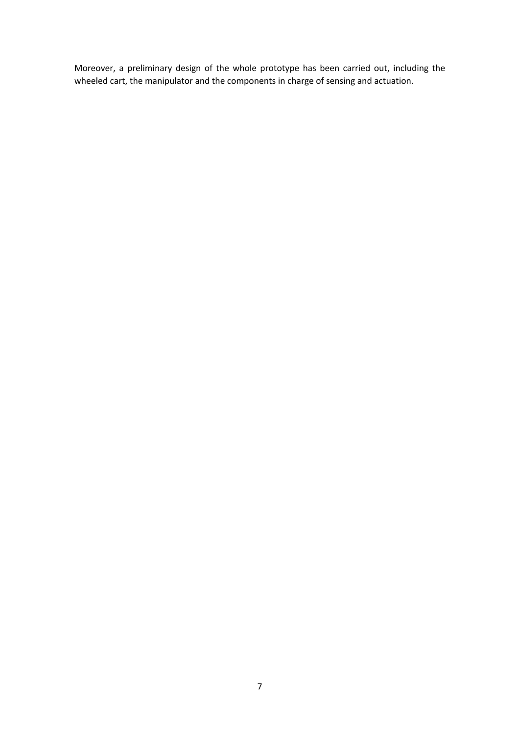Moreover, a preliminary design of the whole prototype has been carried out, including the wheeled cart, the manipulator and the components in charge of sensing and actuation.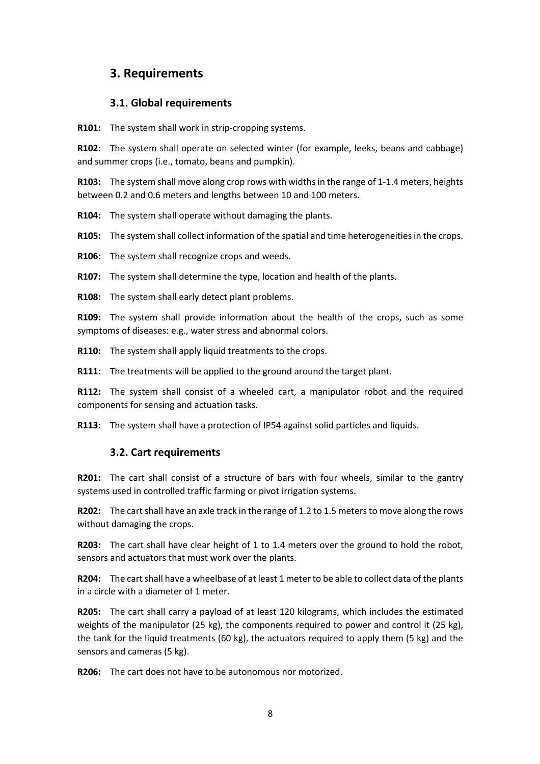# 3. Requirements

## 3.1. Global requirements

**R101:** The system shall work in strip-cropping systems.

**R102:** The system shall operate on selected winter (for example, leeks, beans and cabbage) and summer crops (i.e., tomato, beans and pumpkin).

**R103:** The system shall move along crop rows with widths in the range of 1-1.4 meters, heights between 0.2 and 0.6 meters and lengths between 10 and 100 meters.

**R104:** The system shall operate without damaging the plants.

**R105:** The system shall collect information of the spatial and time heterogeneities in the crops.

**R106:** The system shall recognize crops and weeds.

**R107:** The system shall determine the type, location and health of the plants.

**R108:** The system shall early detect plant problems.

**R109:** The system shall provide information about the health of the crops, such as some symptoms of diseases: e.g., water stress and abnormal colors.

**R110:** The system shall apply liquid treatments to the crops.

**R111:** The treatments will be applied to the ground around the target plant.

**R112:** The system shall consist of a wheeled cart, a manipulator robot and the required components for sensing and actuation tasks.

**R113:** The system shall have a protection of IP54 against solid particles and liquids.

## 3.2. Cart requirements

**R201:** The cart shall consist of a structure of bars with four wheels, similar to the gantry systems used in controlled traffic farming or pivot irrigation systems.

**R202:** The cart shall have an axle track in the range of 1.2 to 1.5 meters to move along the rows without damaging the crops.

**R203:** The cart shall have clear height of 1 to 1.4 meters over the ground to hold the robot, sensors and actuators that must work over the plants.

**R204:** The cart shall have a wheelbase of at least 1 meter to be able to collect data of the plants in a circle with a diameter of 1 meter.

**R205:** The cart shall carry a payload of at least 120 kilograms, which includes the estimated weights of the manipulator (25 kg), the components required to power and control it (25 kg), the tank for the liquid treatments (60 kg), the actuators required to apply them (5 kg) and the sensors and cameras (5 kg).

**R206:** The cart does not have to be autonomous nor motorized.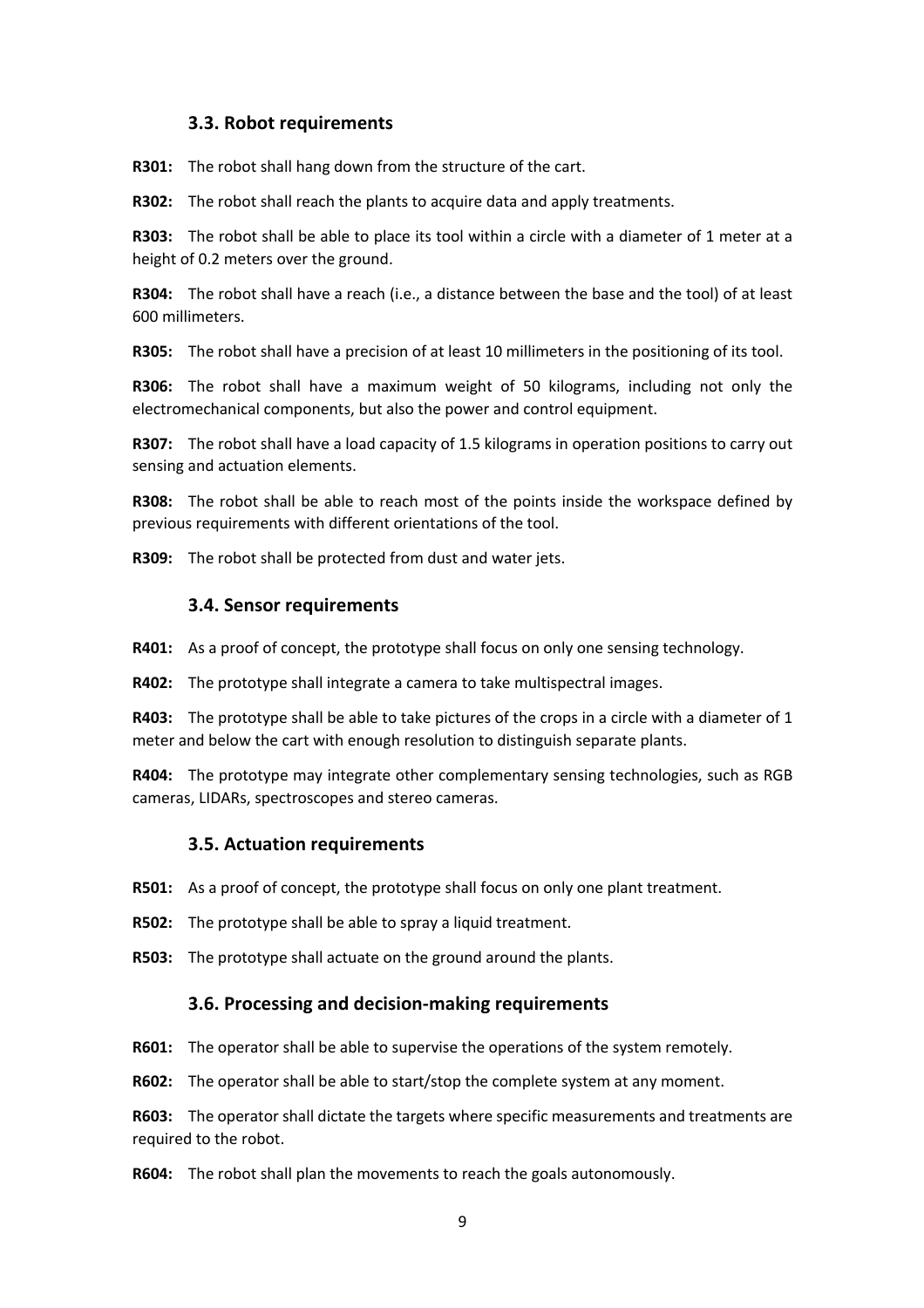### 3.3. Robot requirements

**R301:** The robot shall hang down from the structure of the cart.

**R302:** The robot shall reach the plants to acquire data and apply treatments.

**R303:** The robot shall be able to place its tool within a circle with a diameter of 1 meter at a height of 0.2 meters over the ground.

**R304:** The robot shall have a reach (i.e., a distance between the base and the tool) of at least 600 millimeters.

**R305:** The robot shall have a precision of at least 10 millimeters in the positioning of its tool.

**R306:** The robot shall have a maximum weight of 50 kilograms, including not only the electromechanical components, but also the power and control equipment.

**R307:** The robot shall have a load capacity of 1.5 kilograms in operation positions to carry out sensing and actuation elements.

**R308:** The robot shall be able to reach most of the points inside the workspace defined by previous requirements with different orientations of the tool.

**R309:** The robot shall be protected from dust and water jets.

### 3.4. Sensor requirements

**R401:** As a proof of concept, the prototype shall focus on only one sensing technology.

**R402:** The prototype shall integrate a camera to take multispectral images.

**R403:** The prototype shall be able to take pictures of the crops in a circle with a diameter of 1 meter and below the cart with enough resolution to distinguish separate plants.

**R404:** The prototype may integrate other complementary sensing technologies, such as RGB cameras, LIDARs, spectroscopes and stereo cameras.

### 3.5. Actuation requirements

**R501:** As a proof of concept, the prototype shall focus on only one plant treatment.

**R502:** The prototype shall be able to spray a liquid treatment.

**R503:** The prototype shall actuate on the ground around the plants.

### 3.6. Processing and decision-making requirements

**R601:** The operator shall be able to supervise the operations of the system remotely.

**R602:** The operator shall be able to start/stop the complete system at any moment.

**R603:** The operator shall dictate the targets where specific measurements and treatments are required to the robot.

**R604:** The robot shall plan the movements to reach the goals autonomously.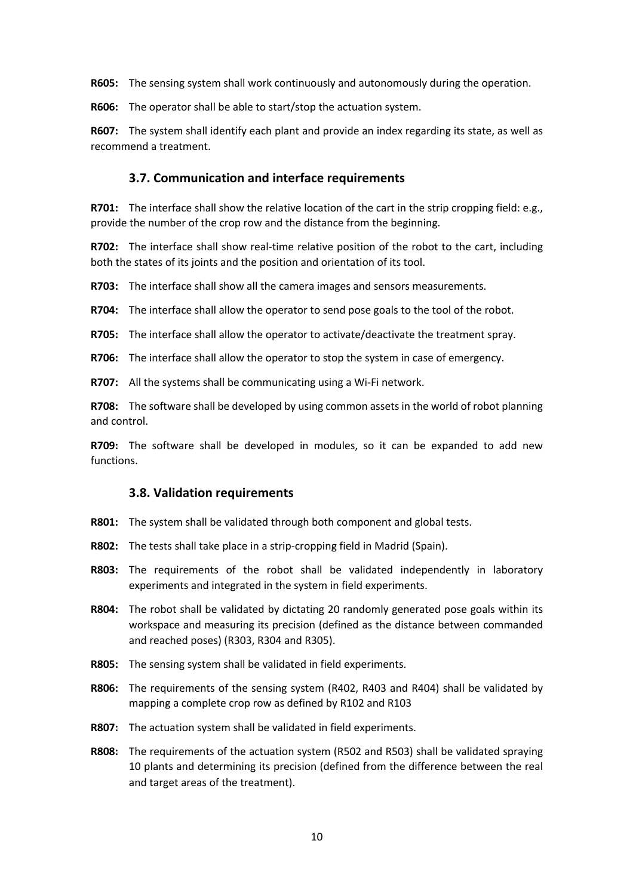**R605:** The sensing system shall work continuously and autonomously during the operation.

**R606:** The operator shall be able to start/stop the actuation system.

**R607:** The system shall identify each plant and provide an index regarding its state, as well as recommend a treatment.

### 3.7. Communication and interface requirements

**R701:** The interface shall show the relative location of the cart in the strip cropping field: e.g., provide the number of the crop row and the distance from the beginning.

**R702:** The interface shall show real-time relative position of the robot to the cart, including both the states of its joints and the position and orientation of its tool.

**R703:** The interface shall show all the camera images and sensors measurements.

**R704:** The interface shall allow the operator to send pose goals to the tool of the robot.

**R705:** The interface shall allow the operator to activate/deactivate the treatment spray.

**R706:** The interface shall allow the operator to stop the system in case of emergency.

**R707:** All the systems shall be communicating using a Wi-Fi network.

**R708:** The software shall be developed by using common assets in the world of robot planning and control.

**R709:** The software shall be developed in modules, so it can be expanded to add new functions.

### 3.8. Validation requirements

**R801:** The system shall be validated through both component and global tests.

**R802:** The tests shall take place in a strip-cropping field in Madrid (Spain).

**R803:** The requirements of the robot shall be validated independently in laboratory experiments and integrated in the system in field experiments.

**R804:** The robot shall be validated by dictating 20 randomly generated pose goals within its workspace and measuring its precision (defined as the distance between commanded and reached poses) (R303, R304 and R305).

**R805:** The sensing system shall be validated in field experiments.

**R806:** The requirements of the sensing system (R402, R403 and R404) shall be validated by mapping a complete crop row as defined by R102 and R103

**R807:** The actuation system shall be validated in field experiments.

**R808:** The requirements of the actuation system (R502 and R503) shall be validated spraying 10 plants and determining its precision (defined from the difference between the real and target areas of the treatment).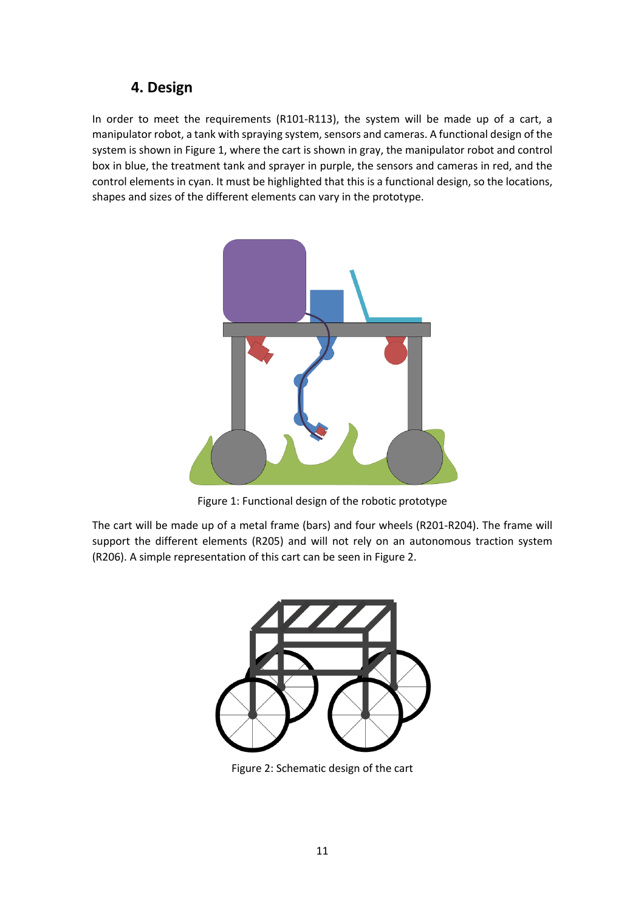## 4. Design

In order to meet the requirements (R101-R113), the system will be made up of a cart, a manipulator robot, a tank with spraying system, sensors and cameras. A functional design of the system is shown in Figure 1, where the cart is shown in gray, the manipulator robot and control box in blue, the treatment tank and sprayer in purple, the sensors and cameras in red, and the control elements in cyan. It must be highlighted that this is a functional design, so the locations, shapes and sizes of the different elements can vary in the prototype.

Figure 1: Functional design of the robotic prototype

The cart will be made up of a metal frame (bars) and four wheels (R201-R204). The frame will support the different elements (R205) and will not rely on an autonomous traction system (R206). A simple representation of this cart can be seen in Figure 2.

Figure 2: Schematic design of the cart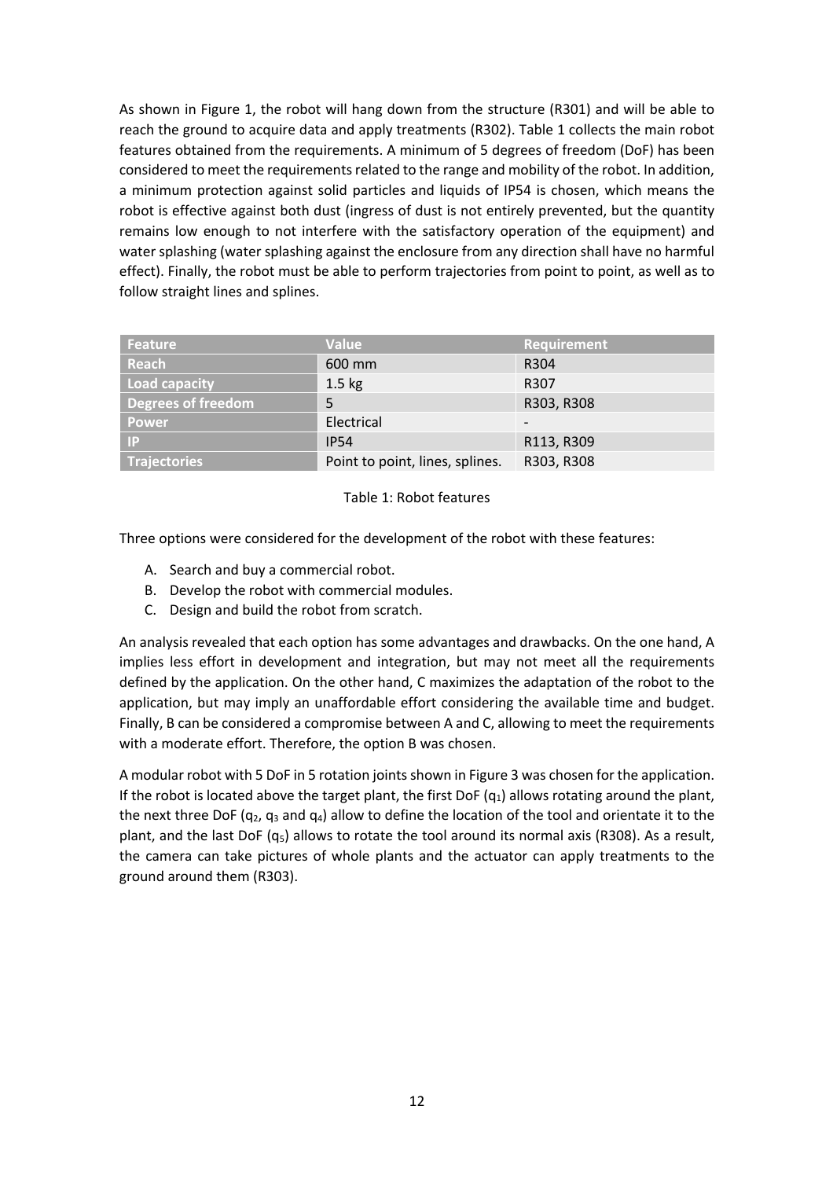As shown in Figure 1, the robot will hang down from the structure (R301) and will be able to reach the ground to acquire data and apply treatments (R302). Table 1 collects the main robot features obtained from the requirements. A minimum of 5 degrees of freedom (DoF) has been considered to meet the requirements related to the range and mobility of the robot. In addition, a minimum protection against solid particles and liquids of IP54 is chosen, which means the robot is effective against both dust (ingress of dust is not entirely prevented, but the quantity remains low enough to not interfere with the satisfactory operation of the equipment) and water splashing (water splashing against the enclosure from any direction shall have no harmful effect). Finally, the robot must be able to perform trajectories from point to point, as well as to follow straight lines and splines.

| Feature | Value | Requirement |
|---|---|---|
| Reach | 600 mm | R304 |
| Load capacity | 1.5 kg | R307 |
| Degrees of freedom | 5 | R303, R308 |
| Power | Electrical | - |
| IP | IP54 | R113, R309 |
| Trajectories | Point to point, lines, splines. | R303, R308 |

Table 1: Robot features

Three options were considered for the development of the robot with these features:

A. Search and buy a commercial robot.
B. Develop the robot with commercial modules.
C. Design and build the robot from scratch.

An analysis revealed that each option has some advantages and drawbacks. On the one hand, A implies less effort in development and integration, but may not meet all the requirements defined by the application. On the other hand, C maximizes the adaptation of the robot to the application, but may imply an unaffordable effort considering the available time and budget. Finally, B can be considered a compromise between A and C, allowing to meet the requirements with a moderate effort. Therefore, the option B was chosen.

A modular robot with 5 DoF in 5 rotation joints shown in Figure 3 was chosen for the application. If the robot is located above the target plant, the first DoF ($q_1$) allows rotating around the plant, the next three DoF ($q_2$, $q_3$ and $q_4$) allow to define the location of the tool and orientate it to the plant, and the last DoF ($q_5$) allows to rotate the tool around its normal axis (R308). As a result, the camera can take pictures of whole plants and the actuator can apply treatments to the ground around them (R303).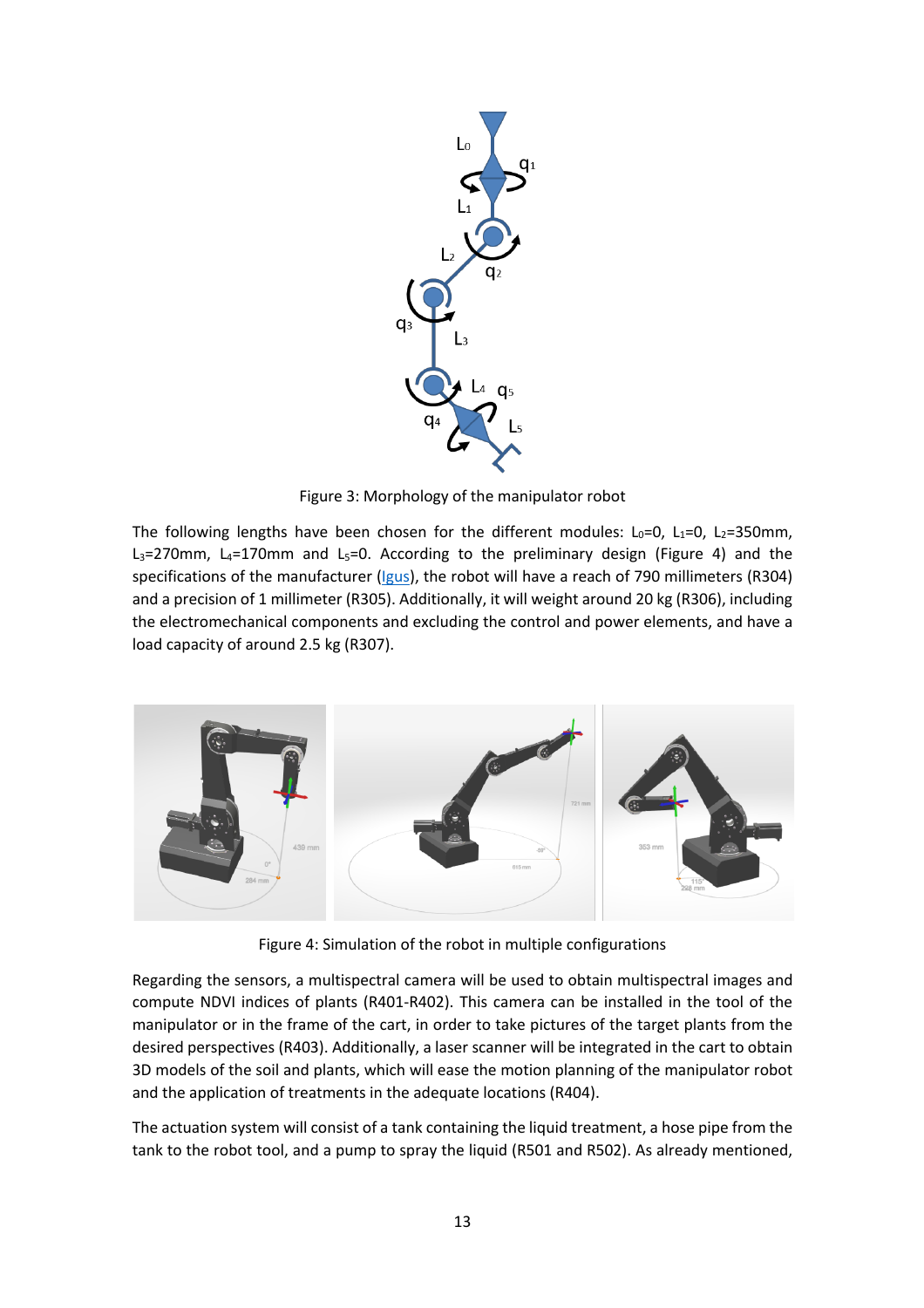Figure 3: Morphology of the manipulator robot

The following lengths have been chosen for the different modules: $L_0$=0, $L_1$=0, $L_2$=350mm, $L_3$=270mm, $L_4$=170mm and $L_5$=0. According to the preliminary design (Figure 4) and the specifications of the manufacturer (Igus), the robot will have a reach of 790 millimeters (R304) and a precision of 1 millimeter (R305). Additionally, it will weight around 20 kg (R306), including the electromechanical components and excluding the control and power elements, and have a load capacity of around 2.5 kg (R307).

Figure 4: Simulation of the robot in multiple configurations

Regarding the sensors, a multispectral camera will be used to obtain multispectral images and compute NDVI indices of plants (R401-R402). This camera can be installed in the tool of the manipulator or in the frame of the cart, in order to take pictures of the target plants from the desired perspectives (R403). Additionally, a laser scanner will be integrated in the cart to obtain 3D models of the soil and plants, which will ease the motion planning of the manipulator robot and the application of treatments in the adequate locations (R404).

The actuation system will consist of a tank containing the liquid treatment, a hose pipe from the tank to the robot tool, and a pump to spray the liquid (R501 and R502). As already mentioned,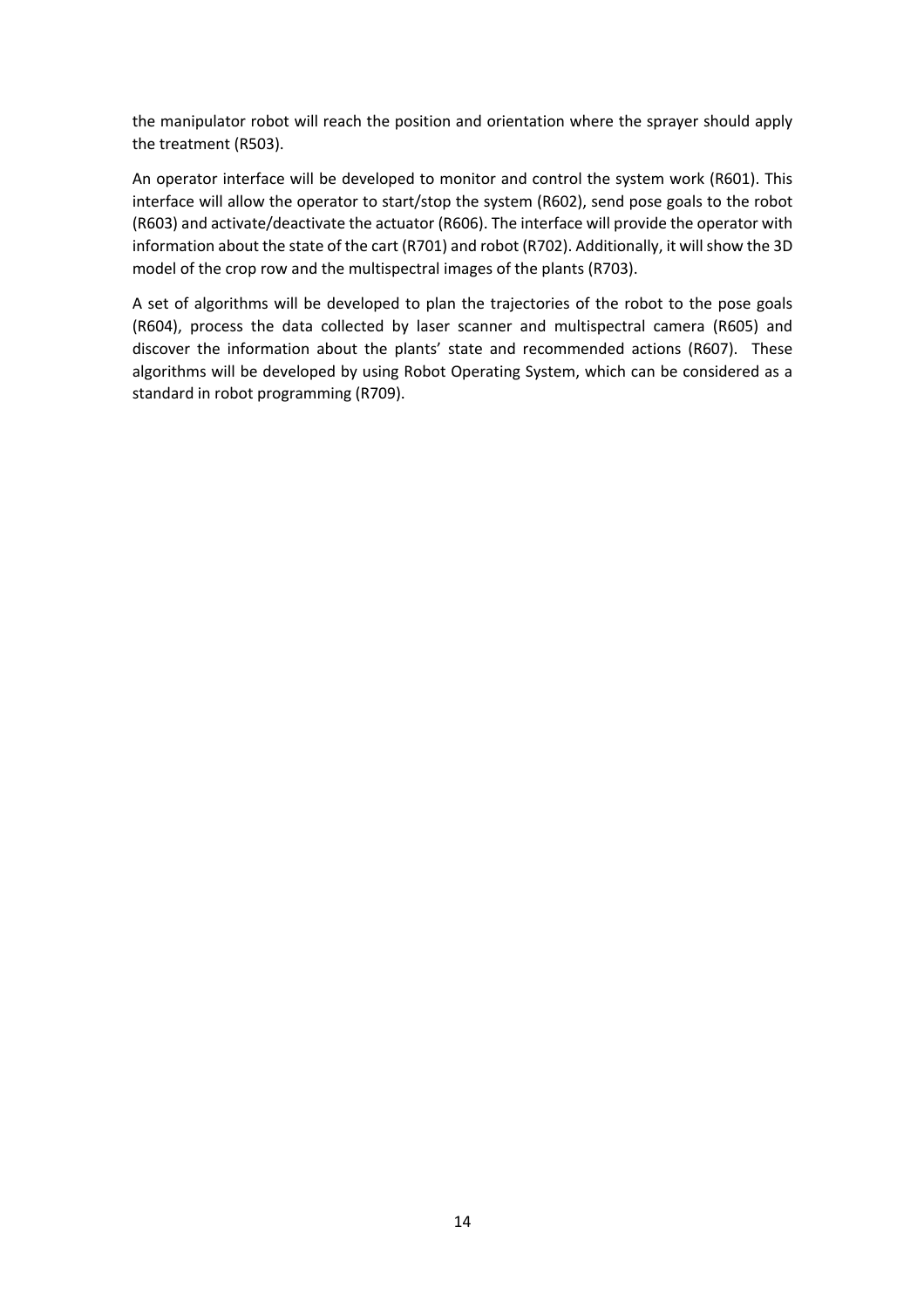the manipulator robot will reach the position and orientation where the sprayer should apply the treatment (R503).

An operator interface will be developed to monitor and control the system work (R601). This interface will allow the operator to start/stop the system (R602), send pose goals to the robot (R603) and activate/deactivate the actuator (R606). The interface will provide the operator with information about the state of the cart (R701) and robot (R702). Additionally, it will show the 3D model of the crop row and the multispectral images of the plants (R703).

A set of algorithms will be developed to plan the trajectories of the robot to the pose goals (R604), process the data collected by laser scanner and multispectral camera (R605) and discover the information about the plants' state and recommended actions (R607). These algorithms will be developed by using Robot Operating System, which can be considered as a standard in robot programming (R709).